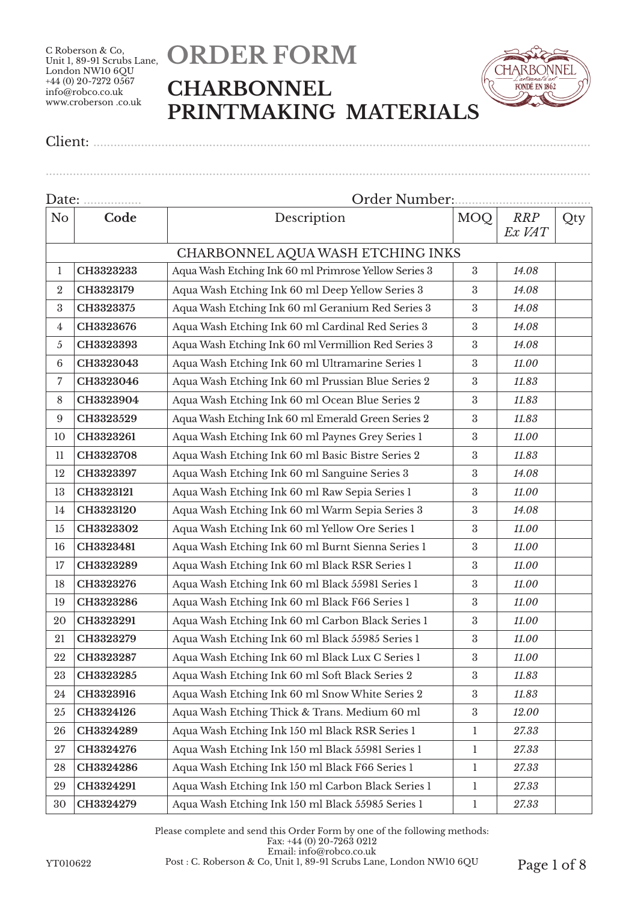C Roberson & Co,
Unit 1, 89-91 Scrubs Lane,
London NW10 6QU
+44 (0) 20-7272 0567
info@robco.co.uk
www.croberson .co.uk

# ORDER FORM

## CHARBONNEL PRINTMAKING MATERIALS

Client: ..........................................................................................................................

..........................................................................................................................................

Date: ................. Order Number:......................................

| No | Code | Description | MOQ | *RRP Ex VAT* | Qty |
|---|---|---|---|---|---|
| | | CHARBONNEL AQUA WASH ETCHING INKS | | | |
| 1 | **CH3323233** | Aqua Wash Etching Ink 60 ml Primrose Yellow Series 3 | 3 | *14.08* | |
| 2 | **CH3323179** | Aqua Wash Etching Ink 60 ml Deep Yellow Series 3 | 3 | *14.08* | |
| 3 | **CH3323375** | Aqua Wash Etching Ink 60 ml Geranium Red Series 3 | 3 | *14.08* | |
| 4 | **CH3323676** | Aqua Wash Etching Ink 60 ml Cardinal Red Series 3 | 3 | *14.08* | |
| 5 | **CH3323393** | Aqua Wash Etching Ink 60 ml Vermillion Red Series 3 | 3 | *14.08* | |
| 6 | **CH3323043** | Aqua Wash Etching Ink 60 ml Ultramarine Series 1 | 3 | *11.00* | |
| 7 | **CH3323046** | Aqua Wash Etching Ink 60 ml Prussian Blue Series 2 | 3 | *11.83* | |
| 8 | **CH3323904** | Aqua Wash Etching Ink 60 ml Ocean Blue Series 2 | 3 | *11.83* | |
| 9 | **CH3323529** | Aqua Wash Etching Ink 60 ml Emerald Green Series 2 | 3 | *11.83* | |
| 10 | **CH3323261** | Aqua Wash Etching Ink 60 ml Paynes Grey Series 1 | 3 | *11.00* | |
| 11 | **CH3323708** | Aqua Wash Etching Ink 60 ml Basic Bistre Series 2 | 3 | *11.83* | |
| 12 | **CH3323397** | Aqua Wash Etching Ink 60 ml Sanguine Series 3 | 3 | *14.08* | |
| 13 | **CH3323121** | Aqua Wash Etching Ink 60 ml Raw Sepia Series 1 | 3 | *11.00* | |
| 14 | **CH3323120** | Aqua Wash Etching Ink 60 ml Warm Sepia Series 3 | 3 | *14.08* | |
| 15 | **CH3323302** | Aqua Wash Etching Ink 60 ml Yellow Ore Series 1 | 3 | *11.00* | |
| 16 | **CH3323481** | Aqua Wash Etching Ink 60 ml Burnt Sienna Series 1 | 3 | *11.00* | |
| 17 | **CH3323289** | Aqua Wash Etching Ink 60 ml Black RSR Series 1 | 3 | *11.00* | |
| 18 | **CH3323276** | Aqua Wash Etching Ink 60 ml Black 55981 Series 1 | 3 | *11.00* | |
| 19 | **CH3323286** | Aqua Wash Etching Ink 60 ml Black F66 Series 1 | 3 | *11.00* | |
| 20 | **CH3323291** | Aqua Wash Etching Ink 60 ml Carbon Black Series 1 | 3 | *11.00* | |
| 21 | **CH3323279** | Aqua Wash Etching Ink 60 ml Black 55985 Series 1 | 3 | *11.00* | |
| 22 | **CH3323287** | Aqua Wash Etching Ink 60 ml Black Lux C Series 1 | 3 | *11.00* | |
| 23 | **CH3323285** | Aqua Wash Etching Ink 60 ml Soft Black Series 2 | 3 | *11.83* | |
| 24 | **CH3323916** | Aqua Wash Etching Ink 60 ml Snow White Series 2 | 3 | *11.83* | |
| 25 | **CH3324126** | Aqua Wash Etching Thick & Trans. Medium 60 ml | 3 | *12.00* | |
| 26 | **CH3324289** | Aqua Wash Etching Ink 150 ml Black RSR Series 1 | 1 | *27.33* | |
| 27 | **CH3324276** | Aqua Wash Etching Ink 150 ml Black 55981 Series 1 | 1 | *27.33* | |
| 28 | **CH3324286** | Aqua Wash Etching Ink 150 ml Black F66 Series 1 | 1 | *27.33* | |
| 29 | **CH3324291** | Aqua Wash Etching Ink 150 ml Carbon Black Series 1 | 1 | *27.33* | |
| 30 | **CH3324279** | Aqua Wash Etching Ink 150 ml Black 55985 Series 1 | 1 | *27.33* | |

Please complete and send this Order Form by one of the following methods:
Fax: +44 (0) 20-7263 0212
Email: info@robco.co.uk
Post : C. Roberson & Co, Unit 1, 89-91 Scrubs Lane, London NW10 6QU

YT010622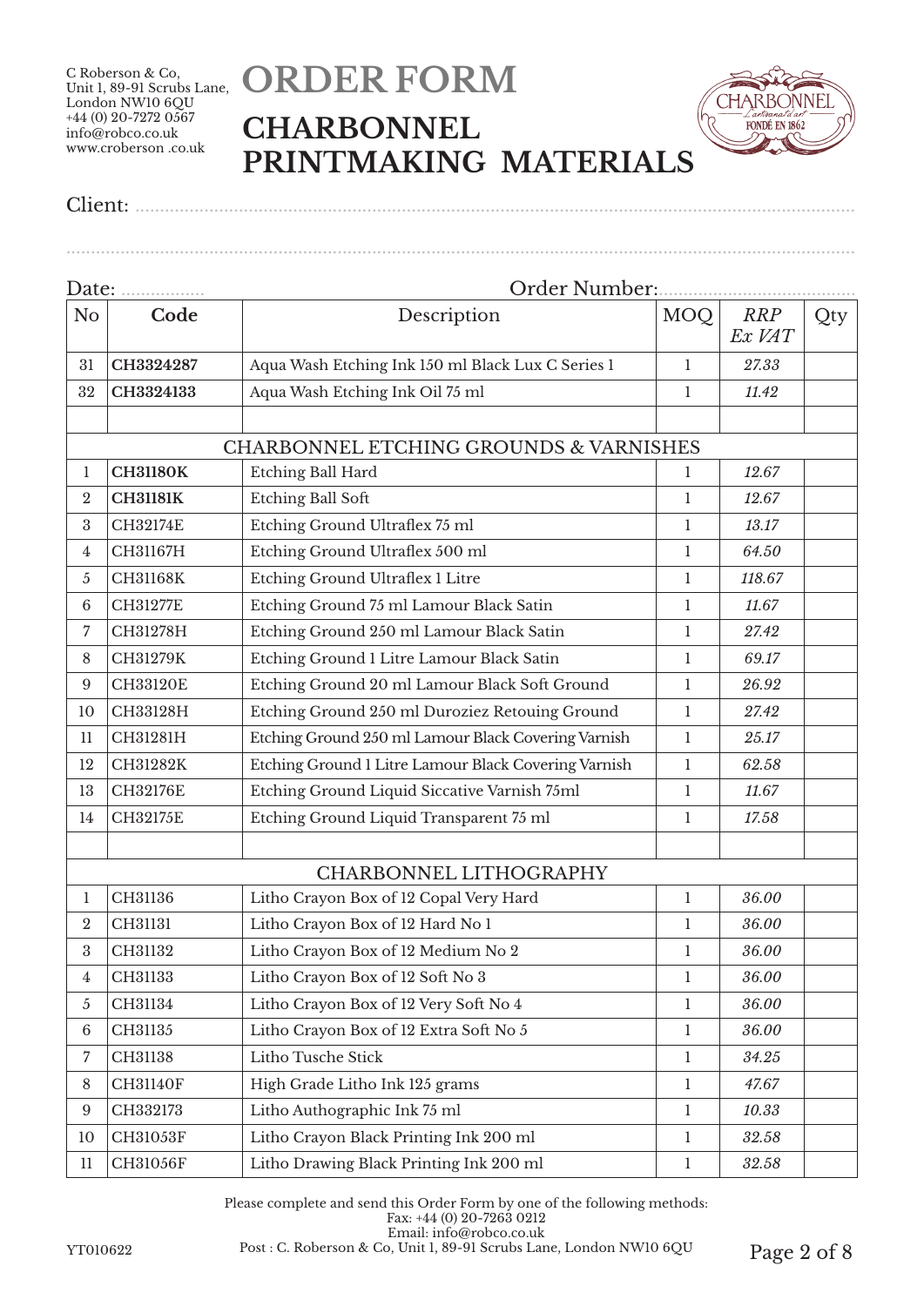C Roberson & Co,
Unit 1, 89-91 Scrubs Lane,
London NW10 6QU
+44 (0) 20-7272 0567
info@robco.co.uk
www.croberson .co.uk

# ORDER FORM

## CHARBONNEL PRINTMAKING MATERIALS

Client: ..........................................................................................................................

..........................................................................................................................

Date: ................. Order Number:.......................................

| No | Code | Description | MOQ | *RRP Ex VAT* | Qty |
|---|---|---|---|---|---|
| 31 | **CH3324287** | Aqua Wash Etching Ink 150 ml Black Lux C Series 1 | 1 | *27.33* | |
| 32 | **CH3324133** | Aqua Wash Etching Ink Oil 75 ml | 1 | *11.42* | |
| | | | | | |
| | | CHARBONNEL ETCHING GROUNDS & VARNISHES | | | |
| 1 | **CH31180K** | Etching Ball Hard | 1 | *12.67* | |
| 2 | **CH31181K** | Etching Ball Soft | 1 | *12.67* | |
| 3 | CH32174E | Etching Ground Ultraflex 75 ml | 1 | *13.17* | |
| 4 | CH31167H | Etching Ground Ultraflex 500 ml | 1 | *64.50* | |
| 5 | CH31168K | Etching Ground Ultraflex 1 Litre | 1 | *118.67* | |
| 6 | CH31277E | Etching Ground 75 ml Lamour Black Satin | 1 | *11.67* | |
| 7 | CH31278H | Etching Ground 250 ml Lamour Black Satin | 1 | *27.42* | |
| 8 | CH31279K | Etching Ground 1 Litre Lamour Black Satin | 1 | *69.17* | |
| 9 | CH33120E | Etching Ground 20 ml Lamour Black Soft Ground | 1 | *26.92* | |
| 10 | CH33128H | Etching Ground 250 ml Duroziez Retouing Ground | 1 | *27.42* | |
| 11 | CH31281H | Etching Ground 250 ml Lamour Black Covering Varnish | 1 | *25.17* | |
| 12 | CH31282K | Etching Ground 1 Litre Lamour Black Covering Varnish | 1 | *62.58* | |
| 13 | CH32176E | Etching Ground Liquid Siccative Varnish 75ml | 1 | *11.67* | |
| 14 | CH32175E | Etching Ground Liquid Transparent 75 ml | 1 | *17.58* | |
| | | | | | |
| | | CHARBONNEL LITHOGRAPHY | | | |
| 1 | CH31136 | Litho Crayon Box of 12 Copal Very Hard | 1 | *36.00* | |
| 2 | CH31131 | Litho Crayon Box of 12 Hard No 1 | 1 | *36.00* | |
| 3 | CH31132 | Litho Crayon Box of 12 Medium No 2 | 1 | *36.00* | |
| 4 | CH31133 | Litho Crayon Box of 12 Soft No 3 | 1 | *36.00* | |
| 5 | CH31134 | Litho Crayon Box of 12 Very Soft No 4 | 1 | *36.00* | |
| 6 | CH31135 | Litho Crayon Box of 12 Extra Soft No 5 | 1 | *36.00* | |
| 7 | CH31138 | Litho Tusche Stick | 1 | *34.25* | |
| 8 | CH31140F | High Grade Litho Ink 125 grams | 1 | *47.67* | |
| 9 | CH332173 | Litho Authographic Ink 75 ml | 1 | *10.33* | |
| 10 | CH31053F | Litho Crayon Black Printing Ink 200 ml | 1 | *32.58* | |
| 11 | CH31056F | Litho Drawing Black Printing Ink 200 ml | 1 | *32.58* | |

Please complete and send this Order Form by one of the following methods:
Fax: +44 (0) 20-7263 0212
Email: info@robco.co.uk
Post : C. Roberson & Co, Unit 1, 89-91 Scrubs Lane, London NW10 6QU

YT010622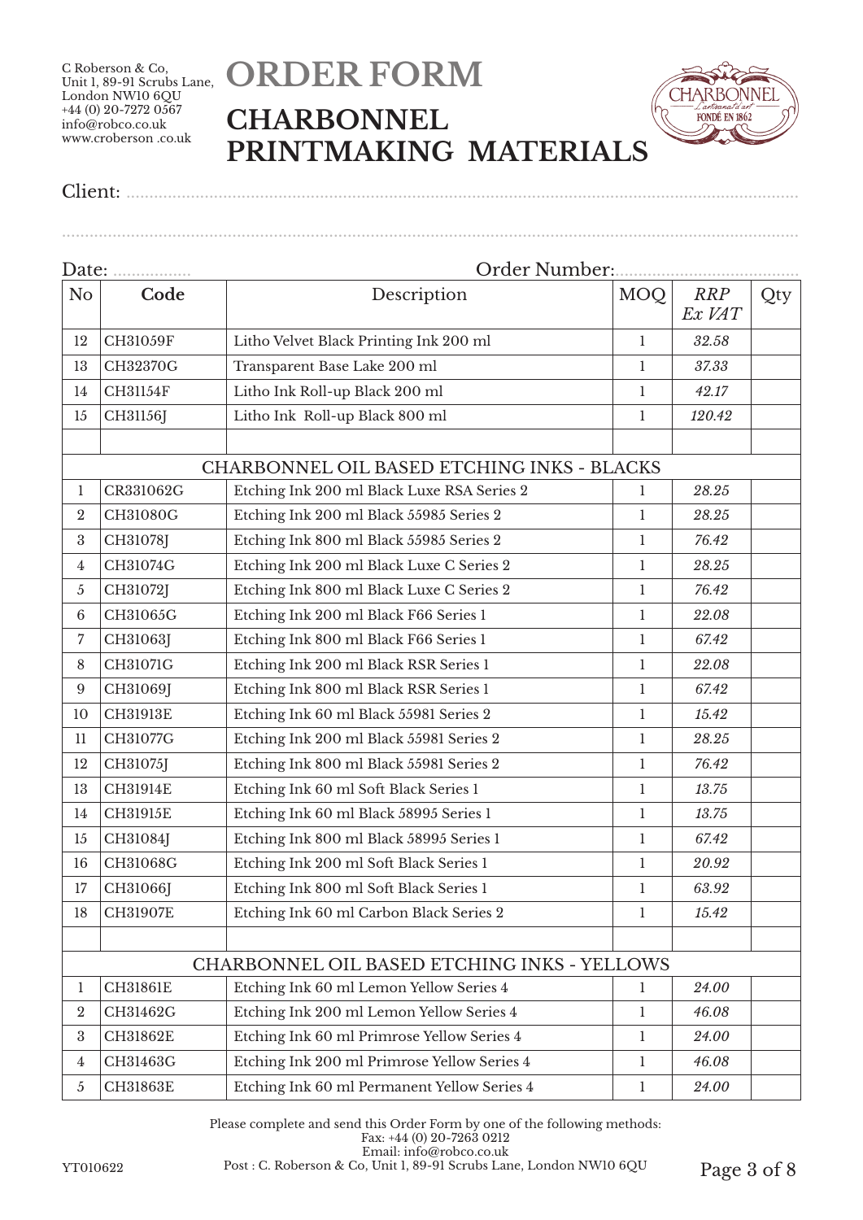C Roberson & Co,
Unit 1, 89-91 Scrubs Lane,
London NW10 6QU
+44 (0) 20-7272 0567
info@robco.co.uk
www.croberson .co.uk

# ORDER FORM

## CHARBONNEL PRINTMAKING MATERIALS

Client: ...............................................................................................................

...............................................................................................................

Date: .................. Order Number:.......................................

| No | Code | Description | MOQ | *RRP Ex VAT* | Qty |
|---|---|---|---|---|---|
| 12 | CH31059F | Litho Velvet Black Printing Ink 200 ml | 1 | *32.58* | |
| 13 | CH32370G | Transparent Base Lake 200 ml | 1 | *37.33* | |
| 14 | CH31154F | Litho Ink Roll-up Black 200 ml | 1 | *42.17* | |
| 15 | CH31156J | Litho Ink Roll-up Black 800 ml | 1 | *120.42* | |
| | | | | | |
| CHARBONNEL OIL BASED ETCHING INKS - BLACKS | | | | | |
| 1 | CR331062G | Etching Ink 200 ml Black Luxe RSA Series 2 | 1 | *28.25* | |
| 2 | CH31080G | Etching Ink 200 ml Black 55985 Series 2 | 1 | *28.25* | |
| 3 | CH31078J | Etching Ink 800 ml Black 55985 Series 2 | 1 | *76.42* | |
| 4 | CH31074G | Etching Ink 200 ml Black Luxe C Series 2 | 1 | *28.25* | |
| 5 | CH31072J | Etching Ink 800 ml Black Luxe C Series 2 | 1 | *76.42* | |
| 6 | CH31065G | Etching Ink 200 ml Black F66 Series 1 | 1 | *22.08* | |
| 7 | CH31063J | Etching Ink 800 ml Black F66 Series 1 | 1 | *67.42* | |
| 8 | CH31071G | Etching Ink 200 ml Black RSR Series 1 | 1 | *22.08* | |
| 9 | CH31069J | Etching Ink 800 ml Black RSR Series 1 | 1 | *67.42* | |
| 10 | CH31913E | Etching Ink 60 ml Black 55981 Series 2 | 1 | *15.42* | |
| 11 | CH31077G | Etching Ink 200 ml Black 55981 Series 2 | 1 | *28.25* | |
| 12 | CH31075J | Etching Ink 800 ml Black 55981 Series 2 | 1 | *76.42* | |
| 13 | CH31914E | Etching Ink 60 ml Soft Black Series 1 | 1 | *13.75* | |
| 14 | CH31915E | Etching Ink 60 ml Black 58995 Series 1 | 1 | *13.75* | |
| 15 | CH31084J | Etching Ink 800 ml Black 58995 Series 1 | 1 | *67.42* | |
| 16 | CH31068G | Etching Ink 200 ml Soft Black Series 1 | 1 | *20.92* | |
| 17 | CH31066J | Etching Ink 800 ml Soft Black Series 1 | 1 | *63.92* | |
| 18 | CH31907E | Etching Ink 60 ml Carbon Black Series 2 | 1 | *15.42* | |
| | | | | | |
| CHARBONNEL OIL BASED ETCHING INKS - YELLOWS | | | | | |
| 1 | CH31861E | Etching Ink 60 ml Lemon Yellow Series 4 | 1 | *24.00* | |
| 2 | CH31462G | Etching Ink 200 ml Lemon Yellow Series 4 | 1 | *46.08* | |
| 3 | CH31862E | Etching Ink 60 ml Primrose Yellow Series 4 | 1 | *24.00* | |
| 4 | CH31463G | Etching Ink 200 ml Primrose Yellow Series 4 | 1 | *46.08* | |
| 5 | CH31863E | Etching Ink 60 ml Permanent Yellow Series 4 | 1 | *24.00* | |

Please complete and send this Order Form by one of the following methods:
Fax: +44 (0) 20-7263 0212
Email: info@robco.co.uk
Post : C. Roberson & Co, Unit 1, 89-91 Scrubs Lane, London NW10 6QU

YT010622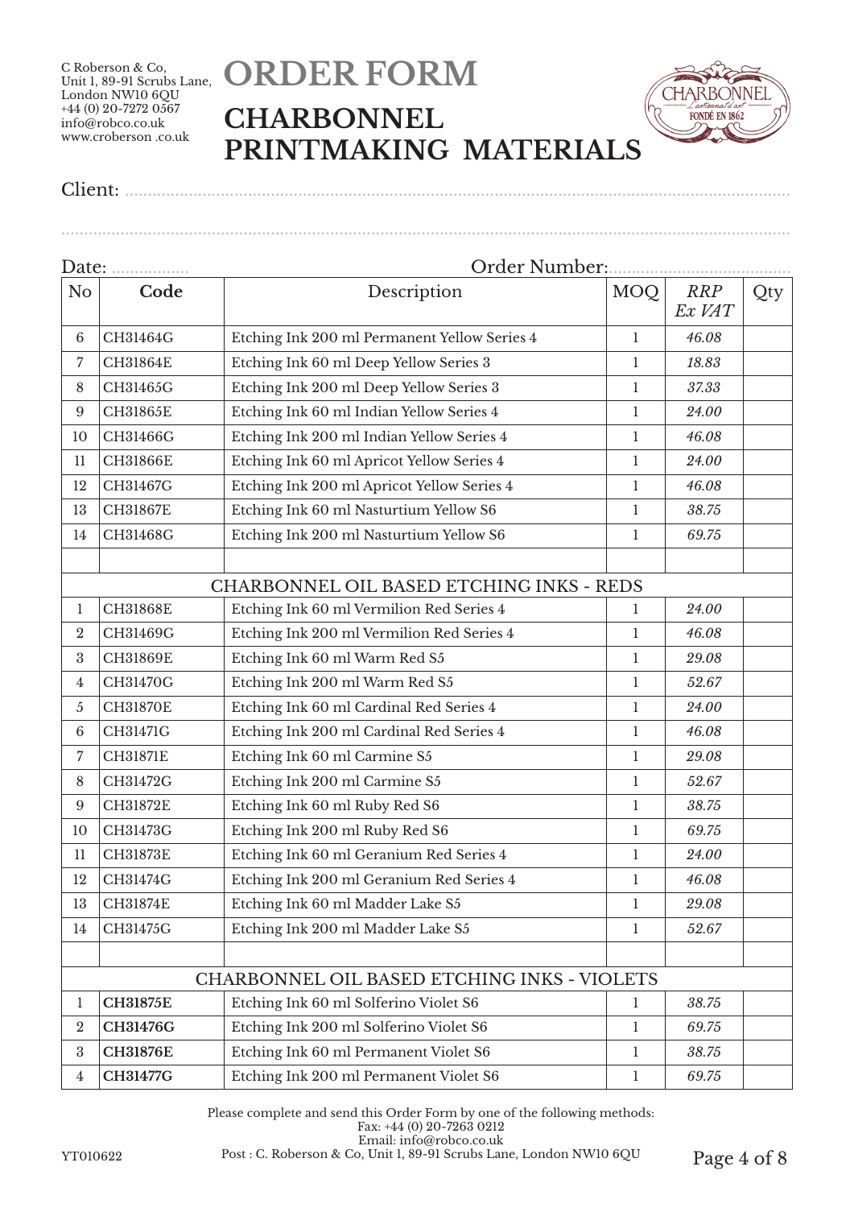C Roberson & Co,
Unit 1, 89-91 Scrubs Lane,
London NW10 6QU
+44 (0) 20-7272 0567
info@robco.co.uk
www.croberson .co.uk

# ORDER FORM

## CHARBONNEL PRINTMAKING MATERIALS

Client: ..........................................................................................................................................

..........................................................................................................................................

Date: ................. Order Number:......................................

| No | Code | Description | MOQ | *RRP Ex VAT* | Qty |
|---|---|---|---|---|---|
| 6 | CH31464G | Etching Ink 200 ml Permanent Yellow Series 4 | 1 | *46.08* | |
| 7 | CH31864E | Etching Ink 60 ml Deep Yellow Series 3 | 1 | *18.83* | |
| 8 | CH31465G | Etching Ink 200 ml Deep Yellow Series 3 | 1 | *37.33* | |
| 9 | CH31865E | Etching Ink 60 ml Indian Yellow Series 4 | 1 | *24.00* | |
| 10 | CH31466G | Etching Ink 200 ml Indian Yellow Series 4 | 1 | *46.08* | |
| 11 | CH31866E | Etching Ink 60 ml Apricot Yellow Series 4 | 1 | *24.00* | |
| 12 | CH31467G | Etching Ink 200 ml Apricot Yellow Series 4 | 1 | *46.08* | |
| 13 | CH31867E | Etching Ink 60 ml Nasturtium Yellow S6 | 1 | *38.75* | |
| 14 | CH31468G | Etching Ink 200 ml Nasturtium Yellow S6 | 1 | *69.75* | |
| | | | | | |
| | | CHARBONNEL OIL BASED ETCHING INKS - REDS | | | |
| 1 | CH31868E | Etching Ink 60 ml Vermilion Red Series 4 | 1 | *24.00* | |
| 2 | CH31469G | Etching Ink 200 ml Vermilion Red Series 4 | 1 | *46.08* | |
| 3 | CH31869E | Etching Ink 60 ml Warm Red S5 | 1 | *29.08* | |
| 4 | CH31470G | Etching Ink 200 ml Warm Red S5 | 1 | *52.67* | |
| 5 | CH31870E | Etching Ink 60 ml Cardinal Red Series 4 | 1 | *24.00* | |
| 6 | CH31471G | Etching Ink 200 ml Cardinal Red Series 4 | 1 | *46.08* | |
| 7 | CH31871E | Etching Ink 60 ml Carmine S5 | 1 | *29.08* | |
| 8 | CH31472G | Etching Ink 200 ml Carmine S5 | 1 | *52.67* | |
| 9 | CH31872E | Etching Ink 60 ml Ruby Red S6 | 1 | *38.75* | |
| 10 | CH31473G | Etching Ink 200 ml Ruby Red S6 | 1 | *69.75* | |
| 11 | CH31873E | Etching Ink 60 ml Geranium Red Series 4 | 1 | *24.00* | |
| 12 | CH31474G | Etching Ink 200 ml Geranium Red Series 4 | 1 | *46.08* | |
| 13 | CH31874E | Etching Ink 60 ml Madder Lake S5 | 1 | *29.08* | |
| 14 | CH31475G | Etching Ink 200 ml Madder Lake S5 | 1 | *52.67* | |
| | | | | | |
| | | CHARBONNEL OIL BASED ETCHING INKS - VIOLETS | | | |
| 1 | **CH31875E** | Etching Ink 60 ml Solferino Violet S6 | 1 | *38.75* | |
| 2 | **CH31476G** | Etching Ink 200 ml Solferino Violet S6 | 1 | *69.75* | |
| 3 | **CH31876E** | Etching Ink 60 ml Permanent Violet S6 | 1 | *38.75* | |
| 4 | **CH31477G** | Etching Ink 200 ml Permanent Violet S6 | 1 | *69.75* | |

Please complete and send this Order Form by one of the following methods:
Fax: +44 (0) 20-7263 0212
Email: info@robco.co.uk
Post : C. Roberson & Co, Unit 1, 89-91 Scrubs Lane, London NW10 6QU

YT010622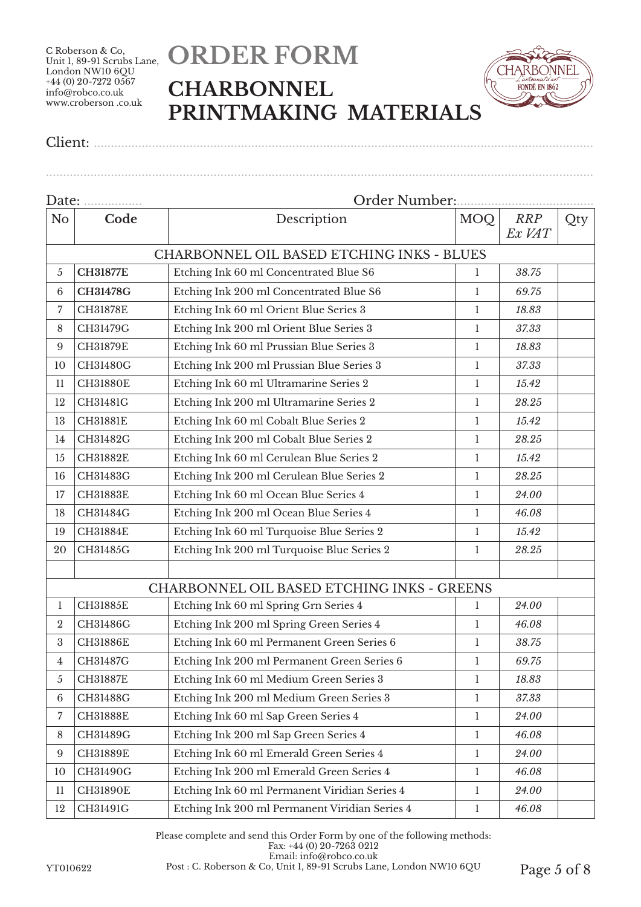C Roberson & Co,
Unit 1, 89-91 Scrubs Lane,
London NW10 6QU
+44 (0) 20-7272 0567
info@robco.co.uk
www.croberson .co.uk

# ORDER FORM

## CHARBONNEL PRINTMAKING MATERIALS

Client: ..............................................................................................................................

..............................................................................................................................

Date: .................. Order Number:......................................

| No | Code | Description | MOQ | *RRP Ex VAT* | Qty |
|---|---|---|---|---|---|
| CHARBONNEL OIL BASED ETCHING INKS - BLUES | | | | | |
| 5 | **CH31877E** | Etching Ink 60 ml Concentrated Blue S6 | 1 | *38.75* | |
| 6 | **CH31478G** | Etching Ink 200 ml Concentrated Blue S6 | 1 | *69.75* | |
| 7 | CH31878E | Etching Ink 60 ml Orient Blue Series 3 | 1 | *18.83* | |
| 8 | CH31479G | Etching Ink 200 ml Orient Blue Series 3 | 1 | *37.33* | |
| 9 | CH31879E | Etching Ink 60 ml Prussian Blue Series 3 | 1 | *18.83* | |
| 10 | CH31480G | Etching Ink 200 ml Prussian Blue Series 3 | 1 | *37.33* | |
| 11 | CH31880E | Etching Ink 60 ml Ultramarine Series 2 | 1 | *15.42* | |
| 12 | CH31481G | Etching Ink 200 ml Ultramarine Series 2 | 1 | *28.25* | |
| 13 | CH31881E | Etching Ink 60 ml Cobalt Blue Series 2 | 1 | *15.42* | |
| 14 | CH31482G | Etching Ink 200 ml Cobalt Blue Series 2 | 1 | *28.25* | |
| 15 | CH31882E | Etching Ink 60 ml Cerulean Blue Series 2 | 1 | *15.42* | |
| 16 | CH31483G | Etching Ink 200 ml Cerulean Blue Series 2 | 1 | *28.25* | |
| 17 | CH31883E | Etching Ink 60 ml Ocean Blue Series 4 | 1 | *24.00* | |
| 18 | CH31484G | Etching Ink 200 ml Ocean Blue Series 4 | 1 | *46.08* | |
| 19 | CH31884E | Etching Ink 60 ml Turquoise Blue Series 2 | 1 | *15.42* | |
| 20 | CH31485G | Etching Ink 200 ml Turquoise Blue Series 2 | 1 | *28.25* | |
| | | | | | |
| CHARBONNEL OIL BASED ETCHING INKS - GREENS | | | | | |
| 1 | CH31885E | Etching Ink 60 ml Spring Grn Series 4 | 1 | *24.00* | |
| 2 | CH31486G | Etching Ink 200 ml Spring Green Series 4 | 1 | *46.08* | |
| 3 | CH31886E | Etching Ink 60 ml Permanent Green Series 6 | 1 | *38.75* | |
| 4 | CH31487G | Etching Ink 200 ml Permanent Green Series 6 | 1 | *69.75* | |
| 5 | CH31887E | Etching Ink 60 ml Medium Green Series 3 | 1 | *18.83* | |
| 6 | CH31488G | Etching Ink 200 ml Medium Green Series 3 | 1 | *37.33* | |
| 7 | CH31888E | Etching Ink 60 ml Sap Green Series 4 | 1 | *24.00* | |
| 8 | CH31489G | Etching Ink 200 ml Sap Green Series 4 | 1 | *46.08* | |
| 9 | CH31889E | Etching Ink 60 ml Emerald Green Series 4 | 1 | *24.00* | |
| 10 | CH31490G | Etching Ink 200 ml Emerald Green Series 4 | 1 | *46.08* | |
| 11 | CH31890E | Etching Ink 60 ml Permanent Viridian Series 4 | 1 | *24.00* | |
| 12 | CH31491G | Etching Ink 200 ml Permanent Viridian Series 4 | 1 | *46.08* | |

Please complete and send this Order Form by one of the following methods:
Fax: +44 (0) 20-7263 0212
Email: info@robco.co.uk
Post : C. Roberson & Co, Unit 1, 89-91 Scrubs Lane, London NW10 6QU

YT010622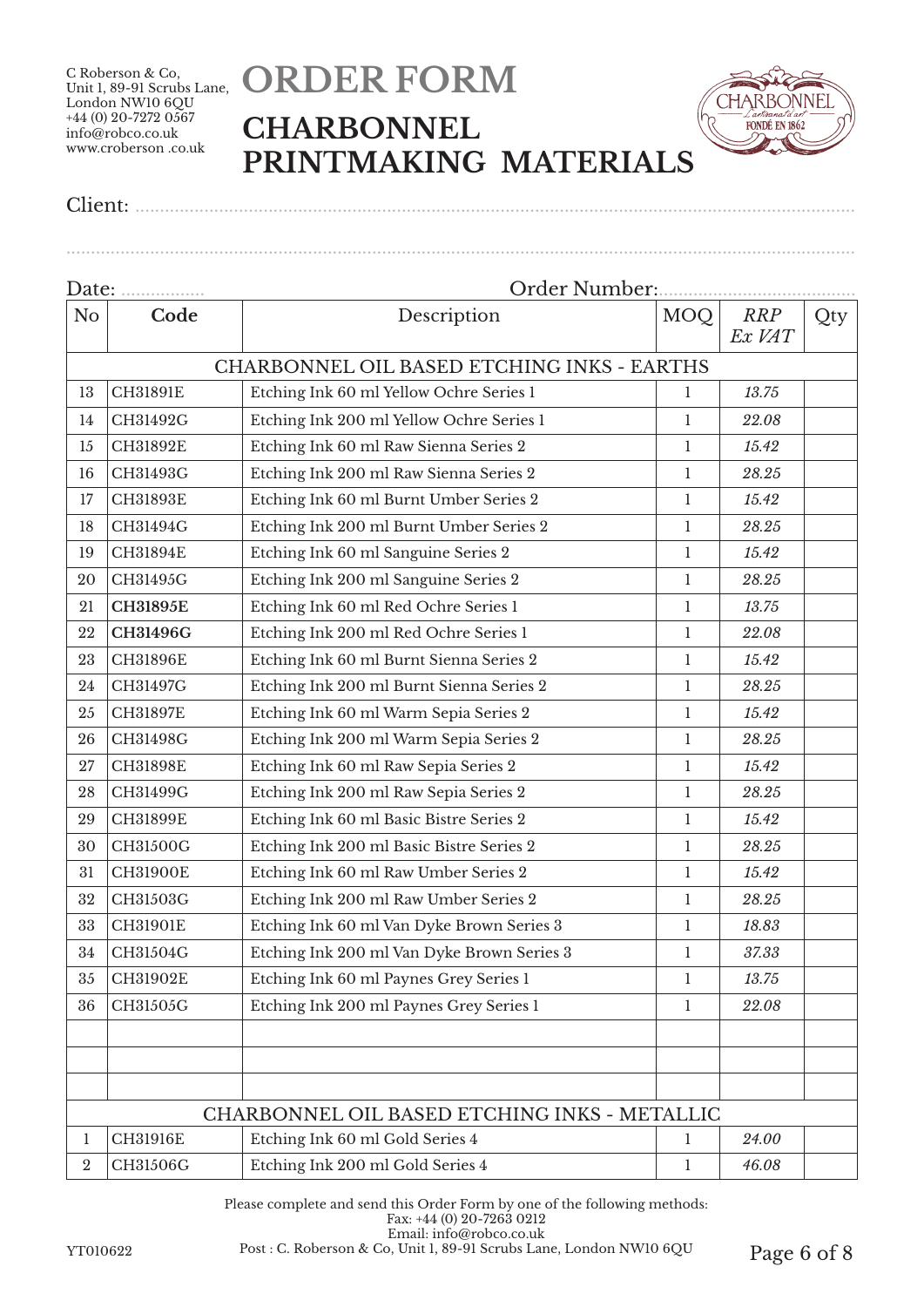C Roberson & Co,
Unit 1, 89-91 Scrubs Lane,
London NW10 6QU
+44 (0) 20-7272 0567
info@robco.co.uk
www.croberson .co.uk

# ORDER FORM

## CHARBONNEL PRINTMAKING MATERIALS

Client: ..................................................................................................

..................................................................................................

Date: ................. Order Number:......................................

| No | Code | Description | MOQ | *RRP Ex VAT* | Qty |
|---|---|---|---|---|---|
| CHARBONNEL OIL BASED ETCHING INKS - EARTHS | | | | | |
| 13 | CH31891E | Etching Ink 60 ml Yellow Ochre Series 1 | 1 | *13.75* | |
| 14 | CH31492G | Etching Ink 200 ml Yellow Ochre Series 1 | 1 | *22.08* | |
| 15 | CH31892E | Etching Ink 60 ml Raw Sienna Series 2 | 1 | *15.42* | |
| 16 | CH31493G | Etching Ink 200 ml Raw Sienna Series 2 | 1 | *28.25* | |
| 17 | CH31893E | Etching Ink 60 ml Burnt Umber Series 2 | 1 | *15.42* | |
| 18 | CH31494G | Etching Ink 200 ml Burnt Umber Series 2 | 1 | *28.25* | |
| 19 | CH31894E | Etching Ink 60 ml Sanguine Series 2 | 1 | *15.42* | |
| 20 | CH31495G | Etching Ink 200 ml Sanguine Series 2 | 1 | *28.25* | |
| 21 | **CH31895E** | Etching Ink 60 ml Red Ochre Series 1 | 1 | *13.75* | |
| 22 | **CH31496G** | Etching Ink 200 ml Red Ochre Series 1 | 1 | *22.08* | |
| 23 | CH31896E | Etching Ink 60 ml Burnt Sienna Series 2 | 1 | *15.42* | |
| 24 | CH31497G | Etching Ink 200 ml Burnt Sienna Series 2 | 1 | *28.25* | |
| 25 | CH31897E | Etching Ink 60 ml Warm Sepia Series 2 | 1 | *15.42* | |
| 26 | CH31498G | Etching Ink 200 ml Warm Sepia Series 2 | 1 | *28.25* | |
| 27 | CH31898E | Etching Ink 60 ml Raw Sepia Series 2 | 1 | *15.42* | |
| 28 | CH31499G | Etching Ink 200 ml Raw Sepia Series 2 | 1 | *28.25* | |
| 29 | CH31899E | Etching Ink 60 ml Basic Bistre Series 2 | 1 | *15.42* | |
| 30 | CH31500G | Etching Ink 200 ml Basic Bistre Series 2 | 1 | *28.25* | |
| 31 | CH31900E | Etching Ink 60 ml Raw Umber Series 2 | 1 | *15.42* | |
| 32 | CH31503G | Etching Ink 200 ml Raw Umber Series 2 | 1 | *28.25* | |
| 33 | CH31901E | Etching Ink 60 ml Van Dyke Brown Series 3 | 1 | *18.83* | |
| 34 | CH31504G | Etching Ink 200 ml Van Dyke Brown Series 3 | 1 | *37.33* | |
| 35 | CH31902E | Etching Ink 60 ml Paynes Grey Series 1 | 1 | *13.75* | |
| 36 | CH31505G | Etching Ink 200 ml Paynes Grey Series 1 | 1 | *22.08* | |
| | | | | | |
| | | | | | |
| | | | | | |
| CHARBONNEL OIL BASED ETCHING INKS - METALLIC | | | | | |
| 1 | CH31916E | Etching Ink 60 ml Gold Series 4 | 1 | *24.00* | |
| 2 | CH31506G | Etching Ink 200 ml Gold Series 4 | 1 | *46.08* | |

Please complete and send this Order Form by one of the following methods:
Fax: +44 (0) 20-7263 0212
Email: info@robco.co.uk
Post : C. Roberson & Co, Unit 1, 89-91 Scrubs Lane, London NW10 6QU

YT010622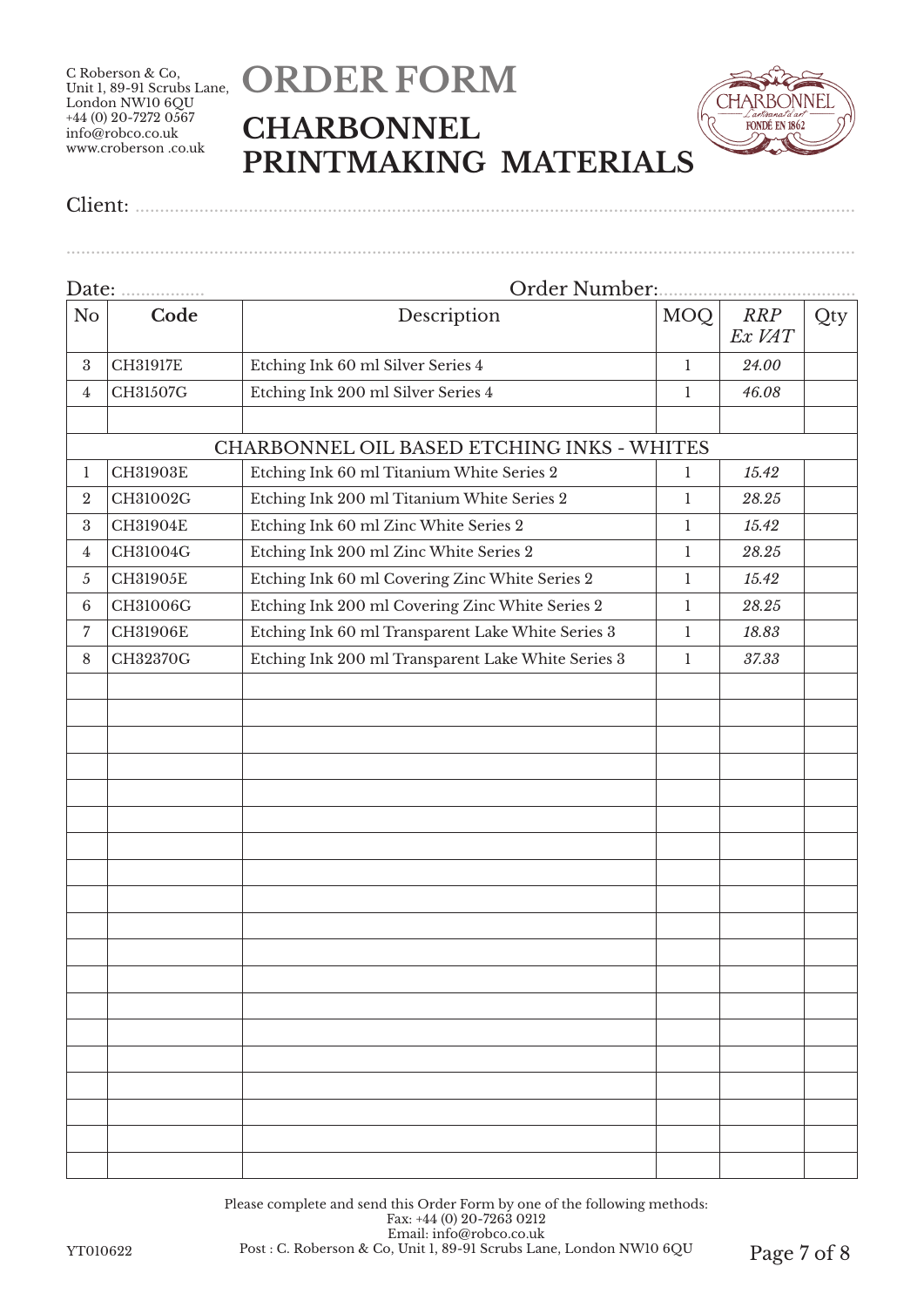C Roberson & Co,
Unit 1, 89-91 Scrubs Lane,
London NW10 6QU
+44 (0) 20-7272 0567
info@robco.co.uk
www.croberson .co.uk

# ORDER FORM

## CHARBONNEL PRINTMAKING MATERIALS

CHARBONNEL L'artisanat d'art FONDÉ EN 1862

Client: ..........................................................................................................

..........................................................................................................

Date: ................ Order Number:....................................

| No | Code | Description | MOQ | *RRP Ex VAT* | Qty |
|---|---|---|---|---|---|
| 3 | CH31917E | Etching Ink 60 ml Silver Series 4 | 1 | *24.00* | |
| 4 | CH31507G | Etching Ink 200 ml Silver Series 4 | 1 | *46.08* | |
| | | | | | |
| | | CHARBONNEL OIL BASED ETCHING INKS - WHITES | | | |
| 1 | CH31903E | Etching Ink 60 ml Titanium White Series 2 | 1 | *15.42* | |
| 2 | CH31002G | Etching Ink 200 ml Titanium White Series 2 | 1 | *28.25* | |
| 3 | CH31904E | Etching Ink 60 ml Zinc White Series 2 | 1 | *15.42* | |
| 4 | CH31004G | Etching Ink 200 ml Zinc White Series 2 | 1 | *28.25* | |
| 5 | CH31905E | Etching Ink 60 ml Covering Zinc White Series 2 | 1 | *15.42* | |
| 6 | CH31006G | Etching Ink 200 ml Covering Zinc White Series 2 | 1 | *28.25* | |
| 7 | CH31906E | Etching Ink 60 ml Transparent Lake White Series 3 | 1 | *18.83* | |
| 8 | CH32370G | Etching Ink 200 ml Transparent Lake White Series 3 | 1 | *37.33* | |
| | | | | | |
| | | | | | |
| | | | | | |
| | | | | | |
| | | | | | |
| | | | | | |
| | | | | | |
| | | | | | |
| | | | | | |
| | | | | | |
| | | | | | |
| | | | | | |
| | | | | | |
| | | | | | |
| | | | | | |
| | | | | | |
| | | | | | |
| | | | | | |
| | | | | | |

Please complete and send this Order Form by one of the following methods:
Fax: +44 (0) 20-7263 0212
Email: info@robco.co.uk
Post : C. Roberson & Co, Unit 1, 89-91 Scrubs Lane, London NW10 6QU

YT010622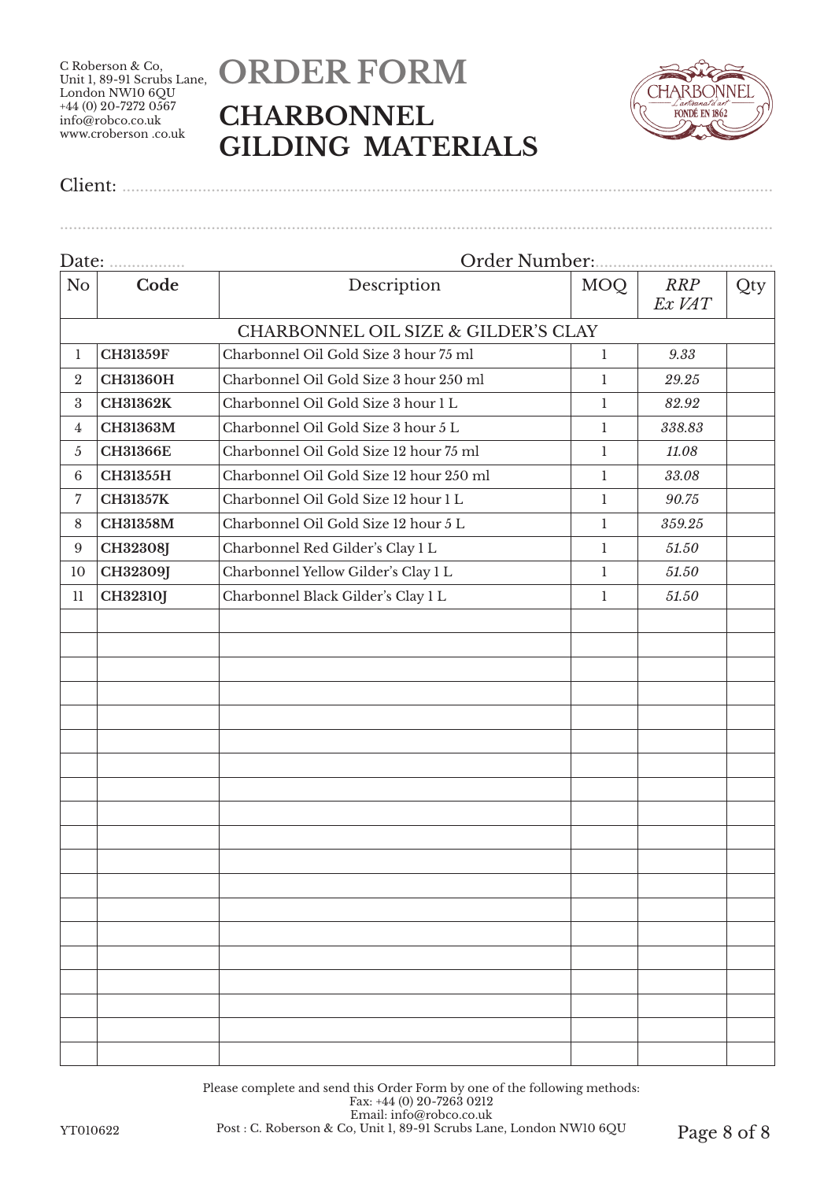C Roberson & Co,
Unit 1, 89-91 Scrubs Lane,
London NW10 6QU
+44 (0) 20-7272 0567
info@robco.co.uk
www.croberson .co.uk

# ORDER FORM

## CHARBONNEL GILDING MATERIALS

Client: ..................................................................................................................................

..................................................................................................................................

Date: ................. Order Number:.......................................

| No | Code | Description | MOQ | *RRP Ex VAT* | Qty |
|---|---|---|---|---|---|
| | | CHARBONNEL OIL SIZE & GILDER'S CLAY | | | |
| 1 | **CH31359F** | Charbonnel Oil Gold Size 3 hour 75 ml | 1 | *9.33* | |
| 2 | **CH31360H** | Charbonnel Oil Gold Size 3 hour 250 ml | 1 | *29.25* | |
| 3 | **CH31362K** | Charbonnel Oil Gold Size 3 hour 1 L | 1 | *82.92* | |
| 4 | **CH31363M** | Charbonnel Oil Gold Size 3 hour 5 L | 1 | *338.83* | |
| 5 | **CH31366E** | Charbonnel Oil Gold Size 12 hour 75 ml | 1 | *11.08* | |
| 6 | **CH31355H** | Charbonnel Oil Gold Size 12 hour 250 ml | 1 | *33.08* | |
| 7 | **CH31357K** | Charbonnel Oil Gold Size 12 hour 1 L | 1 | *90.75* | |
| 8 | **CH31358M** | Charbonnel Oil Gold Size 12 hour 5 L | 1 | *359.25* | |
| 9 | **CH32308J** | Charbonnel Red Gilder's Clay 1 L | 1 | *51.50* | |
| 10 | **CH32309J** | Charbonnel Yellow Gilder's Clay 1 L | 1 | *51.50* | |
| 11 | **CH32310J** | Charbonnel Black Gilder's Clay 1 L | 1 | *51.50* | |
| | | | | | |
| | | | | | |
| | | | | | |
| | | | | | |
| | | | | | |
| | | | | | |
| | | | | | |
| | | | | | |
| | | | | | |
| | | | | | |
| | | | | | |
| | | | | | |
| | | | | | |
| | | | | | |
| | | | | | |
| | | | | | |
| | | | | | |
| | | | | | |
| | | | | | |

Please complete and send this Order Form by one of the following methods:
Fax: +44 (0) 20-7263 0212
Email: info@robco.co.uk
Post : C. Roberson & Co, Unit 1, 89-91 Scrubs Lane, London NW10 6QU

YT010622